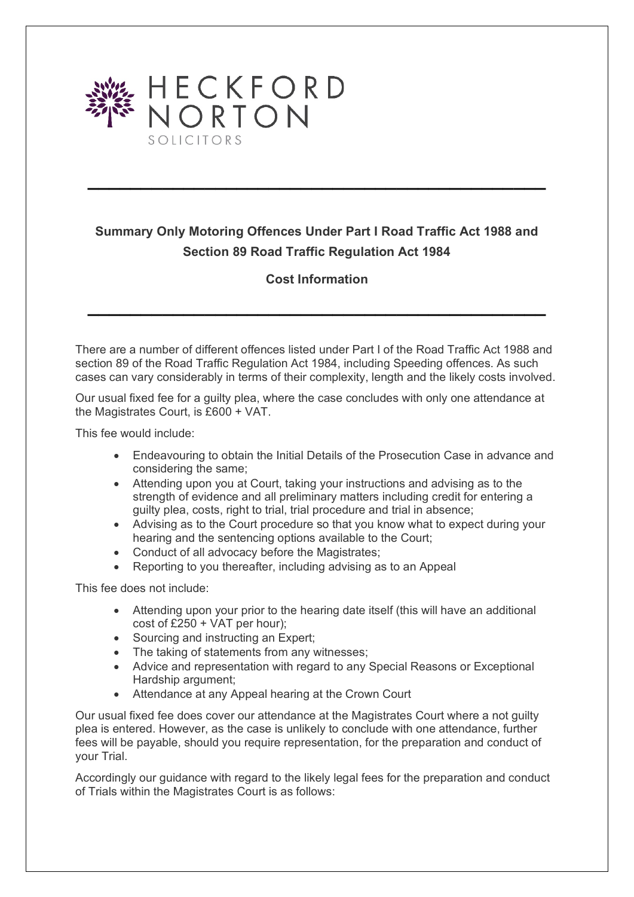HECKFORD NORTON

SOLICITORS

---

## Summary Only Motoring Offences Under Part I Road Traffic Act 1988 and Section 89 Road Traffic Regulation Act 1984

### Cost Information

---

There are a number of different offences listed under Part I of the Road Traffic Act 1988 and section 89 of the Road Traffic Regulation Act 1984, including Speeding offences. As such cases can vary considerably in terms of their complexity, length and the likely costs involved.

Our usual fixed fee for a guilty plea, where the case concludes with only one attendance at the Magistrates Court, is £600 + VAT.

This fee would include:

- Endeavouring to obtain the Initial Details of the Prosecution Case in advance and considering the same;
- Attending upon you at Court, taking your instructions and advising as to the strength of evidence and all preliminary matters including credit for entering a guilty plea, costs, right to trial, trial procedure and trial in absence;
- Advising as to the Court procedure so that you know what to expect during your hearing and the sentencing options available to the Court;
- Conduct of all advocacy before the Magistrates;
- Reporting to you thereafter, including advising as to an Appeal

This fee does not include:

- Attending upon your prior to the hearing date itself (this will have an additional cost of £250 + VAT per hour);
- Sourcing and instructing an Expert;
- The taking of statements from any witnesses;
- Advice and representation with regard to any Special Reasons or Exceptional Hardship argument;
- Attendance at any Appeal hearing at the Crown Court

Our usual fixed fee does cover our attendance at the Magistrates Court where a not guilty plea is entered. However, as the case is unlikely to conclude with one attendance, further fees will be payable, should you require representation, for the preparation and conduct of your Trial.

Accordingly our guidance with regard to the likely legal fees for the preparation and conduct of Trials within the Magistrates Court is as follows: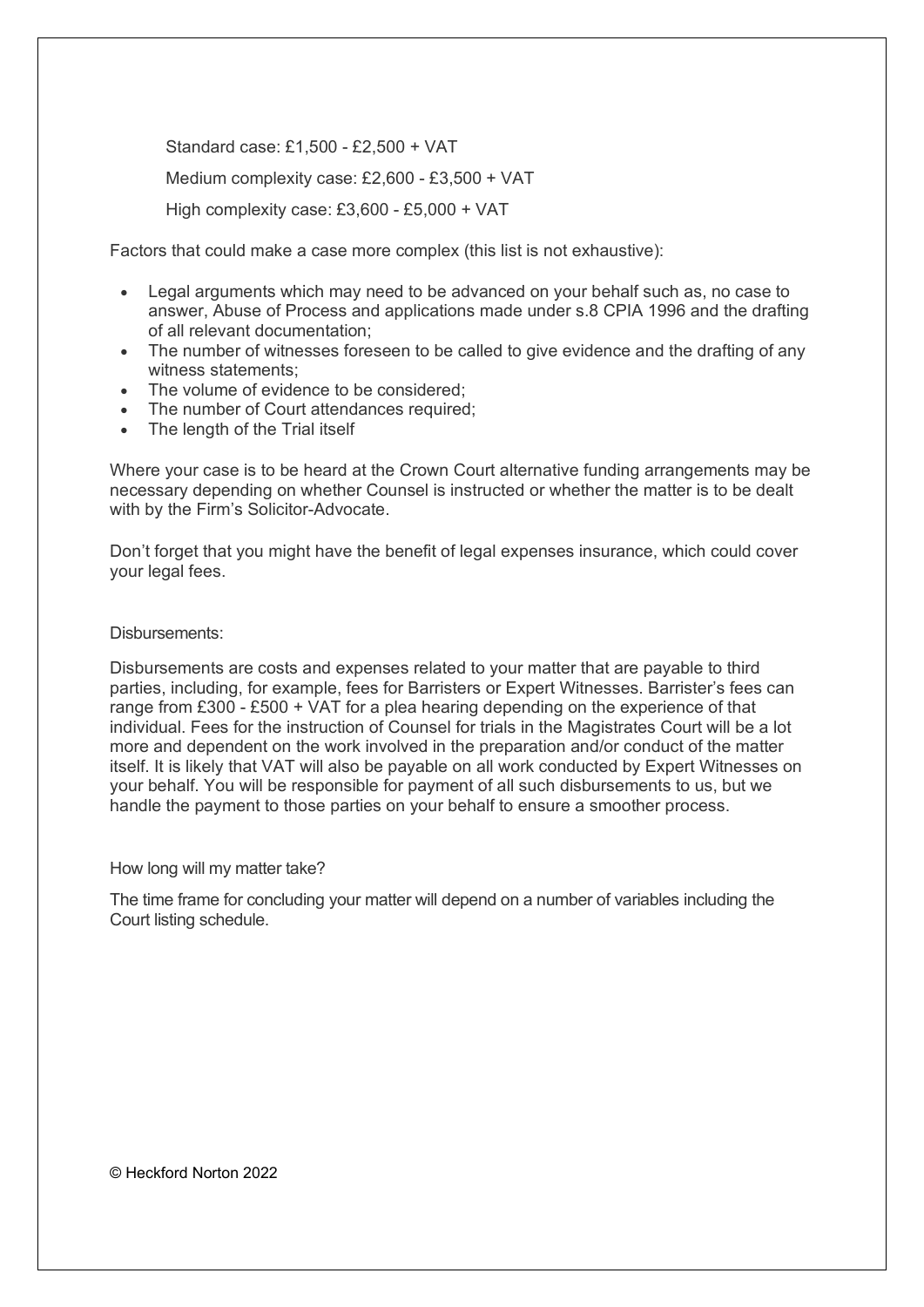Standard case: £1,500 - £2,500 + VAT

Medium complexity case: £2,600 - £3,500 + VAT

High complexity case: £3,600 - £5,000 + VAT

Factors that could make a case more complex (this list is not exhaustive):

- Legal arguments which may need to be advanced on your behalf such as, no case to answer, Abuse of Process and applications made under s.8 CPIA 1996 and the drafting of all relevant documentation;
- The number of witnesses foreseen to be called to give evidence and the drafting of any witness statements;
- The volume of evidence to be considered;
- The number of Court attendances required;
- The length of the Trial itself

Where your case is to be heard at the Crown Court alternative funding arrangements may be necessary depending on whether Counsel is instructed or whether the matter is to be dealt with by the Firm's Solicitor-Advocate.

Don't forget that you might have the benefit of legal expenses insurance, which could cover your legal fees.

Disbursements:

Disbursements are costs and expenses related to your matter that are payable to third parties, including, for example, fees for Barristers or Expert Witnesses. Barrister's fees can range from £300 - £500 + VAT for a plea hearing depending on the experience of that individual. Fees for the instruction of Counsel for trials in the Magistrates Court will be a lot more and dependent on the work involved in the preparation and/or conduct of the matter itself. It is likely that VAT will also be payable on all work conducted by Expert Witnesses on your behalf. You will be responsible for payment of all such disbursements to us, but we handle the payment to those parties on your behalf to ensure a smoother process.

How long will my matter take?

The time frame for concluding your matter will depend on a number of variables including the Court listing schedule.

© Heckford Norton 2022